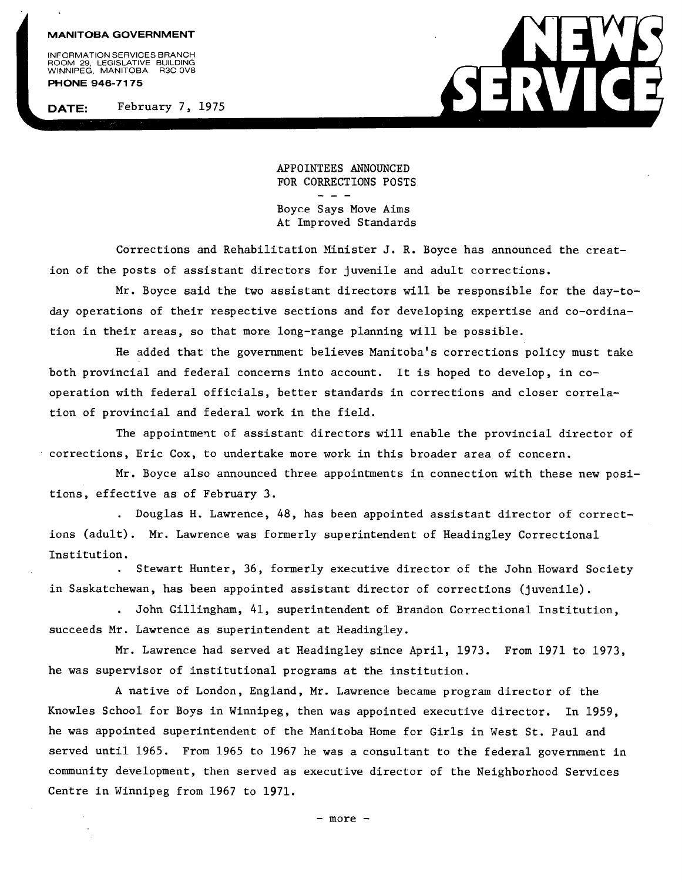**MANITOBA GOVERNMENT**

INFORMATION SERVICES BRANCH
ROOM 29, LEGISLATIVE BUILDING
WINNIPEG, MANITOBA R3C 0V8

**PHONE 946-7175**

**DATE:** February 7, 1975

# NEWS SERVICE

APPOINTEES ANNOUNCED
FOR CORRECTIONS POSTS

\- - -

Boyce Says Move Aims
At Improved Standards

Corrections and Rehabilitation Minister J. R. Boyce has announced the creation of the posts of assistant directors for juvenile and adult corrections.

Mr. Boyce said the two assistant directors will be responsible for the day-to-day operations of their respective sections and for developing expertise and co-ordination in their areas, so that more long-range planning will be possible.

He added that the government believes Manitoba's corrections policy must take both provincial and federal concerns into account. It is hoped to develop, in co-operation with federal officials, better standards in corrections and closer correlation of provincial and federal work in the field.

The appointment of assistant directors will enable the provincial director of corrections, Eric Cox, to undertake more work in this broader area of concern.

Mr. Boyce also announced three appointments in connection with these new positions, effective as of February 3.

- Douglas H. Lawrence, 48, has been appointed assistant director of corrections (adult). Mr. Lawrence was formerly superintendent of Headingley Correctional Institution.
- Stewart Hunter, 36, formerly executive director of the John Howard Society in Saskatchewan, has been appointed assistant director of corrections (juvenile).
- John Gillingham, 41, superintendent of Brandon Correctional Institution, succeeds Mr. Lawrence as superintendent at Headingley.

Mr. Lawrence had served at Headingley since April, 1973. From 1971 to 1973, he was supervisor of institutional programs at the institution.

A native of London, England, Mr. Lawrence became program director of the Knowles School for Boys in Winnipeg, then was appointed executive director. In 1959, he was appointed superintendent of the Manitoba Home for Girls in West St. Paul and served until 1965. From 1965 to 1967 he was a consultant to the federal government in community development, then served as executive director of the Neighborhood Services Centre in Winnipeg from 1967 to 1971.

\- more -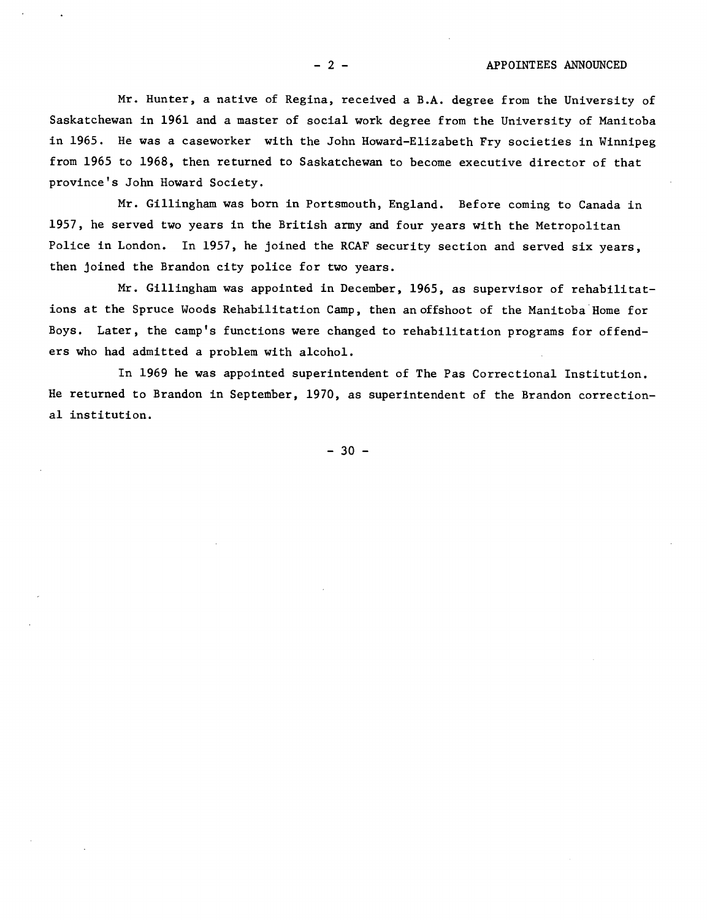Mr. Hunter, a native of Regina, received a B.A. degree from the University of Saskatchewan in 1961 and a master of social work degree from the University of Manitoba in 1965. He was a caseworker with the John Howard-Elizabeth Fry societies in Winnipeg from 1965 to 1968, then returned to Saskatchewan to become executive director of that province's John Howard Society.

Mr. Gillingham was born in Portsmouth, England. Before coming to Canada in 1957, he served two years in the British army and four years with the Metropolitan Police in London. In 1957, he joined the RCAF security section and served six years, then joined the Brandon city police for two years.

Mr. Gillingham was appointed in December, 1965, as supervisor of rehabilitations at the Spruce Woods Rehabilitation Camp, then an offshoot of the Manitoba Home for Boys. Later, the camp's functions were changed to rehabilitation programs for offenders who had admitted a problem with alcohol.

In 1969 he was appointed superintendent of The Pas Correctional Institution. He returned to Brandon in September, 1970, as superintendent of the Brandon correctional institution.

\- 30 -